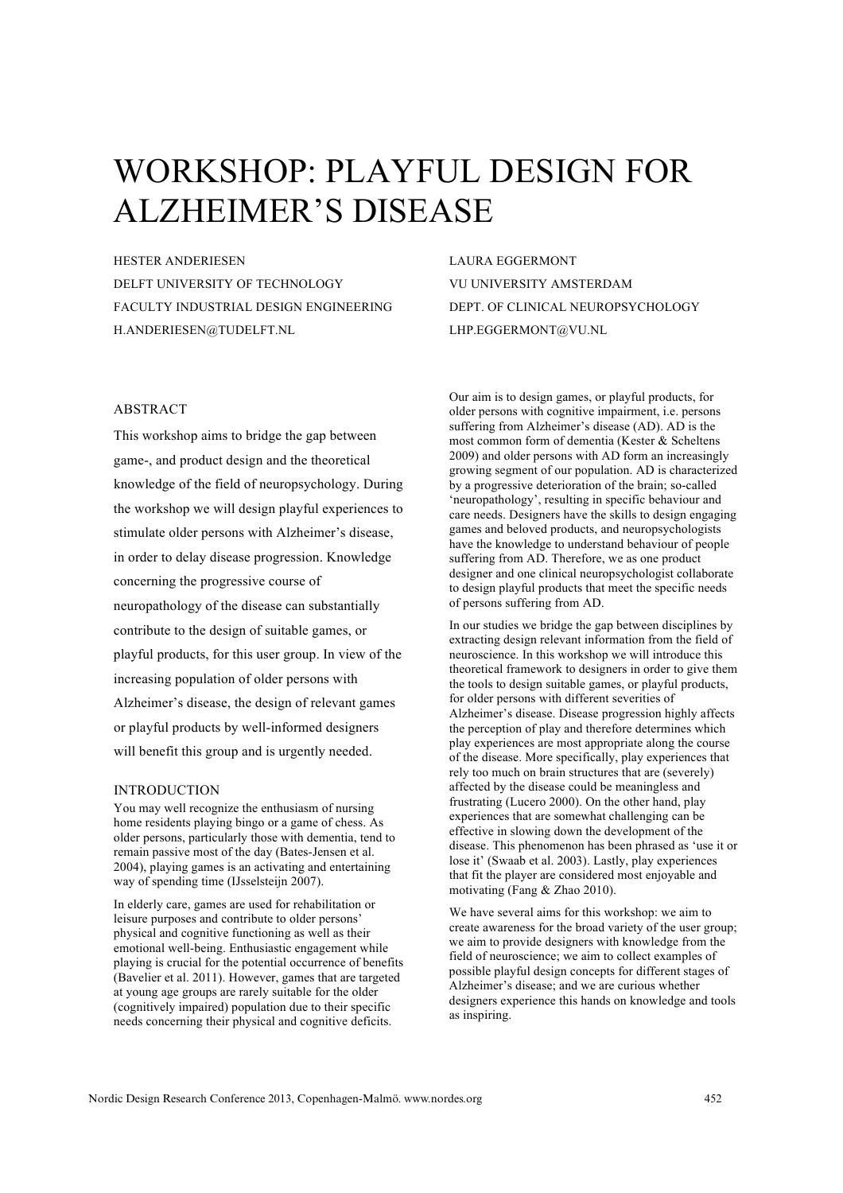# WORKSHOP: PLAYFUL DESIGN FOR ALZHEIMER'S DISEASE

HESTER ANDERIESEN
DELFT UNIVERSITY OF TECHNOLOGY
FACULTY INDUSTRIAL DESIGN ENGINEERING
H.ANDERIESEN@TUDELFT.NL

LAURA EGGERMONT
VU UNIVERSITY AMSTERDAM
DEPT. OF CLINICAL NEUROPSYCHOLOGY
LHP.EGGERMONT@VU.NL

## ABSTRACT

This workshop aims to bridge the gap between game-, and product design and the theoretical knowledge of the field of neuropsychology. During the workshop we will design playful experiences to stimulate older persons with Alzheimer's disease, in order to delay disease progression. Knowledge concerning the progressive course of neuropathology of the disease can substantially contribute to the design of suitable games, or playful products, for this user group. In view of the increasing population of older persons with Alzheimer's disease, the design of relevant games or playful products by well-informed designers will benefit this group and is urgently needed.

## INTRODUCTION

You may well recognize the enthusiasm of nursing home residents playing bingo or a game of chess. As older persons, particularly those with dementia, tend to remain passive most of the day (Bates-Jensen et al. 2004), playing games is an activating and entertaining way of spending time (IJsselsteijn 2007).

In elderly care, games are used for rehabilitation or leisure purposes and contribute to older persons' physical and cognitive functioning as well as their emotional well-being. Enthusiastic engagement while playing is crucial for the potential occurrence of benefits (Bavelier et al. 2011). However, games that are targeted at young age groups are rarely suitable for the older (cognitively impaired) population due to their specific needs concerning their physical and cognitive deficits.

Our aim is to design games, or playful products, for older persons with cognitive impairment, i.e. persons suffering from Alzheimer's disease (AD). AD is the most common form of dementia (Kester & Scheltens 2009) and older persons with AD form an increasingly growing segment of our population. AD is characterized by a progressive deterioration of the brain; so-called 'neuropathology', resulting in specific behaviour and care needs. Designers have the skills to design engaging games and beloved products, and neuropsychologists have the knowledge to understand behaviour of people suffering from AD. Therefore, we as one product designer and one clinical neuropsychologist collaborate to design playful products that meet the specific needs of persons suffering from AD.

In our studies we bridge the gap between disciplines by extracting design relevant information from the field of neuroscience. In this workshop we will introduce this theoretical framework to designers in order to give them the tools to design suitable games, or playful products, for older persons with different severities of Alzheimer's disease. Disease progression highly affects the perception of play and therefore determines which play experiences are most appropriate along the course of the disease. More specifically, play experiences that rely too much on brain structures that are (severely) affected by the disease could be meaningless and frustrating (Lucero 2000). On the other hand, play experiences that are somewhat challenging can be effective in slowing down the development of the disease. This phenomenon has been phrased as 'use it or lose it' (Swaab et al. 2003). Lastly, play experiences that fit the player are considered most enjoyable and motivating (Fang & Zhao 2010).

We have several aims for this workshop: we aim to create awareness for the broad variety of the user group; we aim to provide designers with knowledge from the field of neuroscience; we aim to collect examples of possible playful design concepts for different stages of Alzheimer's disease; and we are curious whether designers experience this hands on knowledge and tools as inspiring.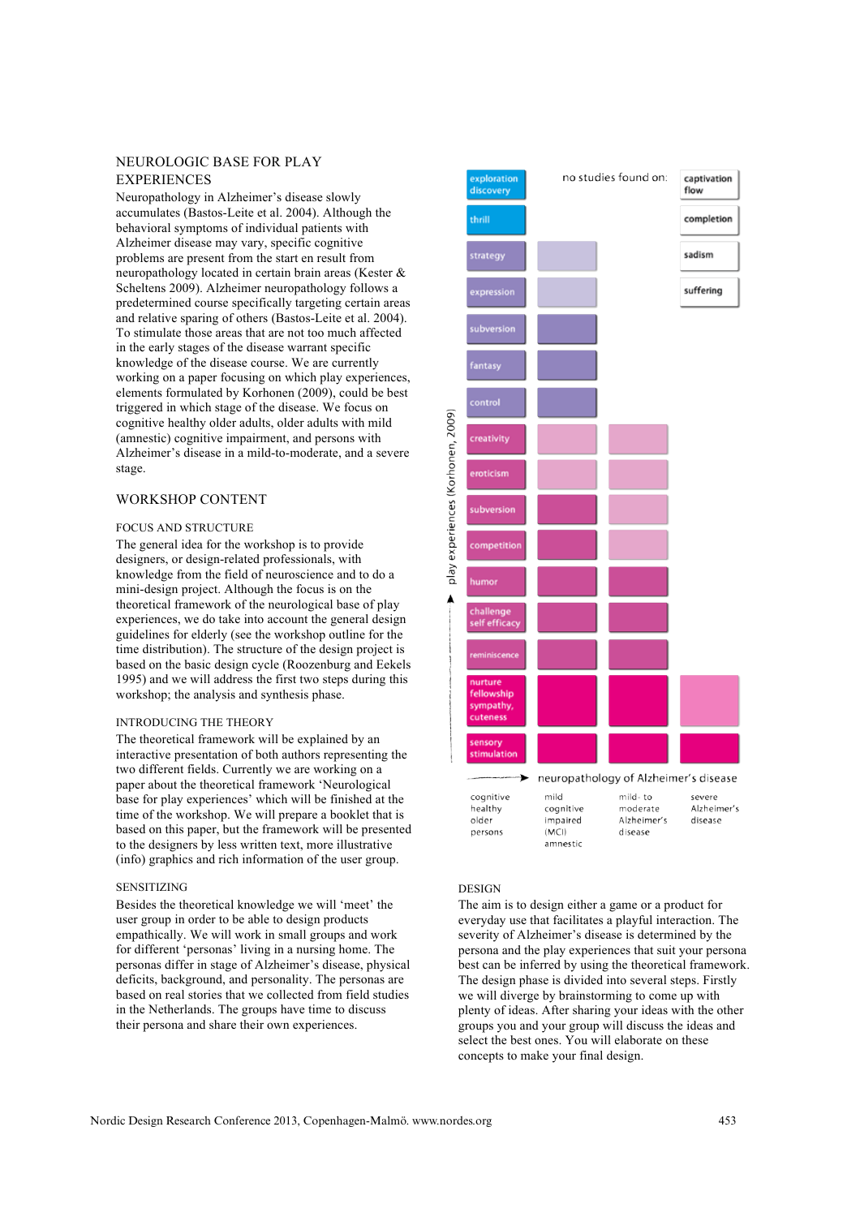## NEUROLOGIC BASE FOR PLAY EXPERIENCES

Neuropathology in Alzheimer's disease slowly accumulates (Bastos-Leite et al. 2004). Although the behavioral symptoms of individual patients with Alzheimer disease may vary, specific cognitive problems are present from the start en result from neuropathology located in certain brain areas (Kester & Scheltens 2009). Alzheimer neuropathology follows a predetermined course specifically targeting certain areas and relative sparing of others (Bastos-Leite et al. 2004). To stimulate those areas that are not too much affected in the early stages of the disease warrant specific knowledge of the disease course. We are currently working on a paper focusing on which play experiences, elements formulated by Korhonen (2009), could be best triggered in which stage of the disease. We focus on cognitive healthy older adults, older adults with mild (amnestic) cognitive impairment, and persons with Alzheimer's disease in a mild-to-moderate, and a severe stage.

## WORKSHOP CONTENT

### FOCUS AND STRUCTURE

The general idea for the workshop is to provide designers, or design-related professionals, with knowledge from the field of neuroscience and to do a mini-design project. Although the focus is on the theoretical framework of the neurological base of play experiences, we do take into account the general design guidelines for elderly (see the workshop outline for the time distribution). The structure of the design project is based on the basic design cycle (Roozenburg and Eekels 1995) and we will address the first two steps during this workshop; the analysis and synthesis phase.

### INTRODUCING THE THEORY

The theoretical framework will be explained by an interactive presentation of both authors representing the two different fields. Currently we are working on a paper about the theoretical framework 'Neurological base for play experiences' which will be finished at the time of the workshop. We will prepare a booklet that is based on this paper, but the framework will be presented to the designers by less written text, more illustrative (info) graphics and rich information of the user group.

### SENSITIZING

Besides the theoretical knowledge we will 'meet' the user group in order to be able to design products empathically. We will work in small groups and work for different 'personas' living in a nursing home. The personas differ in stage of Alzheimer's disease, physical deficits, background, and personality. The personas are based on real stories that we collected from field studies in the Netherlands. The groups have time to discuss their persona and share their own experiences.

| play experiences (Korhonen, 2009) | cognitive healthy older persons | mild cognitive impaired (MCI) amnestic | mild- to moderate Alzheimer's disease | severe Alzheimer's disease |
|---|---|---|---|---|
| exploration discovery | ■ | | | |
| thrill | ■ | | | |
| strategy | ■ | ■ | | |
| expression | ■ | ■ | | |
| subversion | ■ | ■ | | |
| fantasy | ■ | ■ | | |
| control | ■ | ■ | | |
| creativity | ■ | ■ | ■ | |
| eroticism | ■ | ■ | ■ | |
| subversion | ■ | ■ | ■ | |
| competition | ■ | ■ | ■ | |
| humor | ■ | ■ | ■ | |
| challenge self efficacy | ■ | ■ | ■ | |
| reminiscence | ■ | ■ | ■ | |
| nurture fellowship sympathy, cuteness | ■ | ■ | ■ | ■ |
| sensory stimulation | ■ | ■ | ■ | ■ |

neuropathology of Alzheimer's disease →

no studies found on: captivation flow, completion, sadism, suffering

### DESIGN

The aim is to design either a game or a product for everyday use that facilitates a playful interaction. The severity of Alzheimer's disease is determined by the persona and the play experiences that suit your persona best can be inferred by using the theoretical framework. The design phase is divided into several steps. Firstly we will diverge by brainstorming to come up with plenty of ideas. After sharing your ideas with the other groups you and your group will discuss the ideas and select the best ones. You will elaborate on these concepts to make your final design.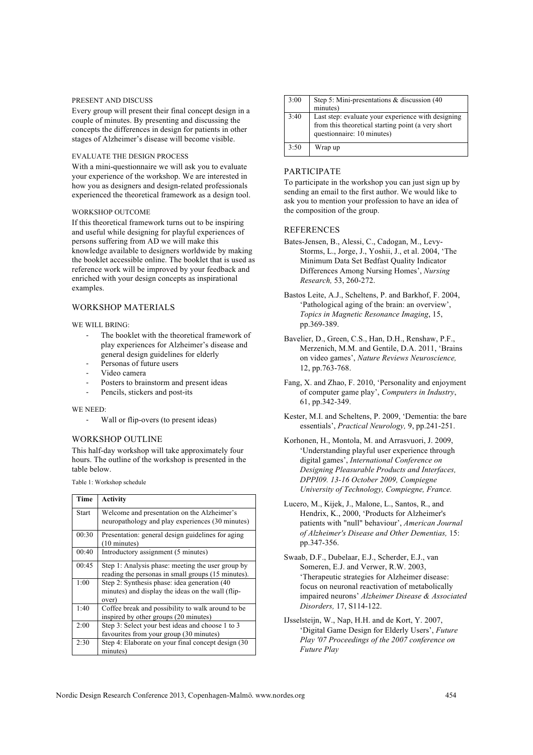#### PRESENT AND DISCUSS

Every group will present their final concept design in a couple of minutes. By presenting and discussing the concepts the differences in design for patients in other stages of Alzheimer's disease will become visible.

#### EVALUATE THE DESIGN PROCESS

With a mini-questionnaire we will ask you to evaluate your experience of the workshop. We are interested in how you as designers and design-related professionals experienced the theoretical framework as a design tool.

#### WORKSHOP OUTCOME

If this theoretical framework turns out to be inspiring and useful while designing for playful experiences of persons suffering from AD we will make this knowledge available to designers worldwide by making the booklet accessible online. The booklet that is used as reference work will be improved by your feedback and enriched with your design concepts as inspirational examples.

## WORKSHOP MATERIALS

#### WE WILL BRING:

- The booklet with the theoretical framework of play experiences for Alzheimer's disease and general design guidelines for elderly
- Personas of future users
- Video camera
- Posters to brainstorm and present ideas
- Pencils, stickers and post-its

#### WE NEED:

- Wall or flip-overs (to present ideas)

## WORKSHOP OUTLINE

This half-day workshop will take approximately four hours. The outline of the workshop is presented in the table below.

Table 1: Workshop schedule

| Time | Activity |
|---|---|
| Start | Welcome and presentation on the Alzheimer's neuropathology and play experiences (30 minutes) |
| 00:30 | Presentation: general design guidelines for aging (10 minutes) |
| 00:40 | Introductory assignment (5 minutes) |
| 00:45 | Step 1: Analysis phase: meeting the user group by reading the personas in small groups (15 minutes). |
| 1:00 | Step 2: Synthesis phase: idea generation (40 minutes) and display the ideas on the wall (flip-over) |
| 1:40 | Coffee break and possibility to walk around to be inspired by other groups (20 minutes) |
| 2:00 | Step 3: Select your best ideas and choose 1 to 3 favourites from your group (30 minutes) |
| 2:30 | Step 4: Elaborate on your final concept design (30 minutes) |
| 3:00 | Step 5: Mini-presentations & discussion (40 minutes) |
| 3:40 | Last step: evaluate your experience with designing from this theoretical starting point (a very short questionnaire: 10 minutes) |
| 3:50 | Wrap up |

## PARTICIPATE

To participate in the workshop you can just sign up by sending an email to the first author. We would like to ask you to mention your profession to have an idea of the composition of the group.

## REFERENCES

Bates-Jensen, B., Alessi, C., Cadogan, M., Levy-Storms, L., Jorge, J., Yoshii, J., et al. 2004, 'The Minimum Data Set Bedfast Quality Indicator Differences Among Nursing Homes', *Nursing Research,* 53, 260-272.

Bastos Leite, A.J., Scheltens, P. and Barkhof, F. 2004, 'Pathological aging of the brain: an overview', *Topics in Magnetic Resonance Imaging*, 15, pp.369-389.

Bavelier, D., Green, C.S., Han, D.H., Renshaw, P.F., Merzenich, M.M. and Gentile, D.A. 2011, 'Brains on video games', *Nature Reviews Neuroscience,* 12, pp.763-768.

Fang, X. and Zhao, F. 2010, 'Personality and enjoyment of computer game play', *Computers in Industry*, 61, pp.342-349.

Kester, M.I. and Scheltens, P. 2009, 'Dementia: the bare essentials', *Practical Neurology,* 9, pp.241-251.

Korhonen, H., Montola, M. and Arrasvuori, J. 2009, 'Understanding playful user experience through digital games', *International Conference on Designing Pleasurable Products and Interfaces, DPPI09. 13-16 October 2009, Compiegne University of Technology, Compiegne, France.*

Lucero, M., Kijek, J., Malone, L., Santos, R., and Hendrix, K., 2000, 'Products for Alzheimer's patients with "null" behaviour', *American Journal of Alzheimer's Disease and Other Dementias,* 15: pp.347-356.

Swaab, D.F., Dubelaar, E.J., Scherder, E.J., van Someren, E.J. and Verwer, R.W. 2003, 'Therapeutic strategies for Alzheimer disease: focus on neuronal reactivation of metabolically impaired neurons' *Alzheimer Disease & Associated Disorders,* 17, S114-122.

IJsselsteijn, W., Nap, H.H. and de Kort, Y. 2007, 'Digital Game Design for Elderly Users', *Future Play '07 Proceedings of the 2007 conference on Future Play*